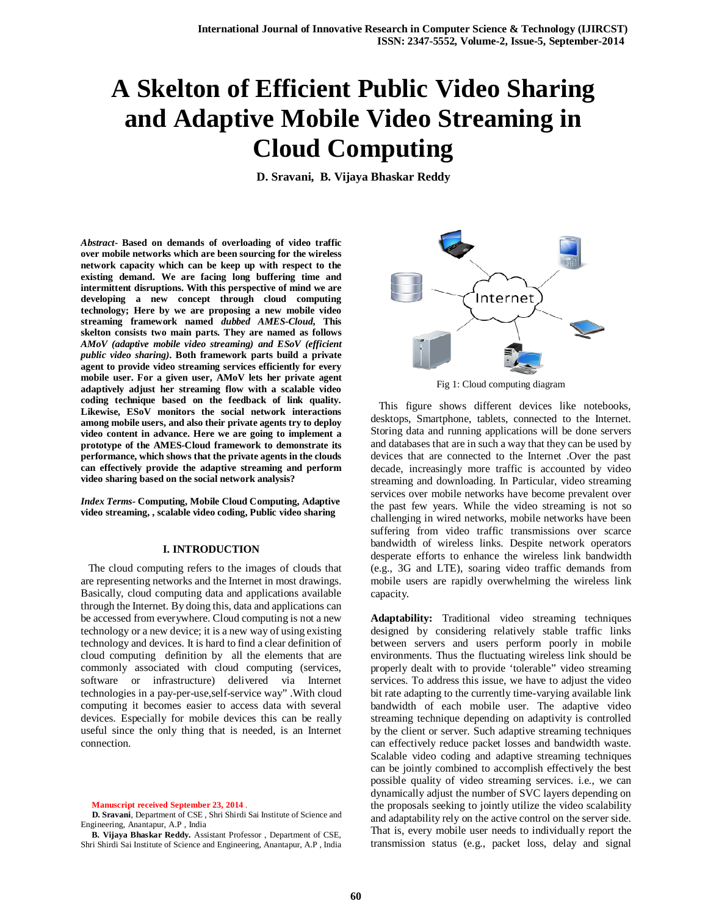# A Skelton of Efficient Public Video Sharing and Adaptive Mobile Video Streaming in Cloud Computing

**D. Sravani, B. Vijaya Bhaskar Reddy**

***Abstract-*** **Based on demands of overloading of video traffic over mobile networks which are been sourcing for the wireless network capacity which can be keep up with respect to the existing demand. We are facing long buffering time and intermittent disruptions. With this perspective of mind we are developing a new concept through cloud computing technology; Here by we are proposing a new mobile video streaming framework named *dubbed AMES-Cloud*, This skelton consists two main parts. They are named as follows *AMoV (adaptive mobile video streaming) and ESoV (efficient public video sharing)*. Both framework parts build a private agent to provide video streaming services efficiently for every mobile user. For a given user, AMoV lets her private agent adaptively adjust her streaming flow with a scalable video coding technique based on the feedback of link quality. Likewise, ESoV monitors the social network interactions among mobile users, and also their private agents try to deploy video content in advance. Here we are going to implement a prototype of the AMES-Cloud framework to demonstrate its performance, which shows that the private agents in the clouds can effectively provide the adaptive streaming and perform video sharing based on the social network analysis?**

***Index Terms-*** **Computing, Mobile Cloud Computing, Adaptive video streaming, , scalable video coding, Public video sharing**

## I. INTRODUCTION

The cloud computing refers to the images of clouds that are representing networks and the Internet in most drawings. Basically, cloud computing data and applications available through the Internet. By doing this, data and applications can be accessed from everywhere. Cloud computing is not a new technology or a new device; it is a new way of using existing technology and devices. It is hard to find a clear definition of cloud computing definition by all the elements that are commonly associated with cloud computing (services, software or infrastructure) delivered via Internet technologies in a pay-per-use,self-service way" .With cloud computing it becomes easier to access data with several devices. Especially for mobile devices this can be really useful since the only thing that is needed, is an Internet connection.

Fig 1: Cloud computing diagram

This figure shows different devices like notebooks, desktops, Smartphone, tablets, connected to the Internet. Storing data and running applications will be done servers and databases that are in such a way that they can be used by devices that are connected to the Internet .Over the past decade, increasingly more traffic is accounted by video streaming and downloading. In Particular, video streaming services over mobile networks have become prevalent over the past few years. While the video streaming is not so challenging in wired networks, mobile networks have been suffering from video traffic transmissions over scarce bandwidth of wireless links. Despite network operators desperate efforts to enhance the wireless link bandwidth (e.g., 3G and LTE), soaring video traffic demands from mobile users are rapidly overwhelming the wireless link capacity.

**Adaptability:** Traditional video streaming techniques designed by considering relatively stable traffic links between servers and users perform poorly in mobile environments. Thus the fluctuating wireless link should be properly dealt with to provide 'tolerable" video streaming services. To address this issue, we have to adjust the video bit rate adapting to the currently time-varying available link bandwidth of each mobile user. The adaptive video streaming technique depending on adaptivity is controlled by the client or server. Such adaptive streaming techniques can effectively reduce packet losses and bandwidth waste. Scalable video coding and adaptive streaming techniques can be jointly combined to accomplish effectively the best possible quality of video streaming services. i.e., we can dynamically adjust the number of SVC layers depending on the proposals seeking to jointly utilize the video scalability and adaptability rely on the active control on the server side. That is, every mobile user needs to individually report the transmission status (e.g., packet loss, delay and signal

Manuscript received September 23, 2014 .

**D. Sravani**, Department of CSE , Shri Shirdi Sai Institute of Science and Engineering, Anantapur, A.P , India

**B. Vijaya Bhaskar Reddy.** Assistant Professor , Department of CSE, Shri Shirdi Sai Institute of Science and Engineering, Anantapur, A.P , India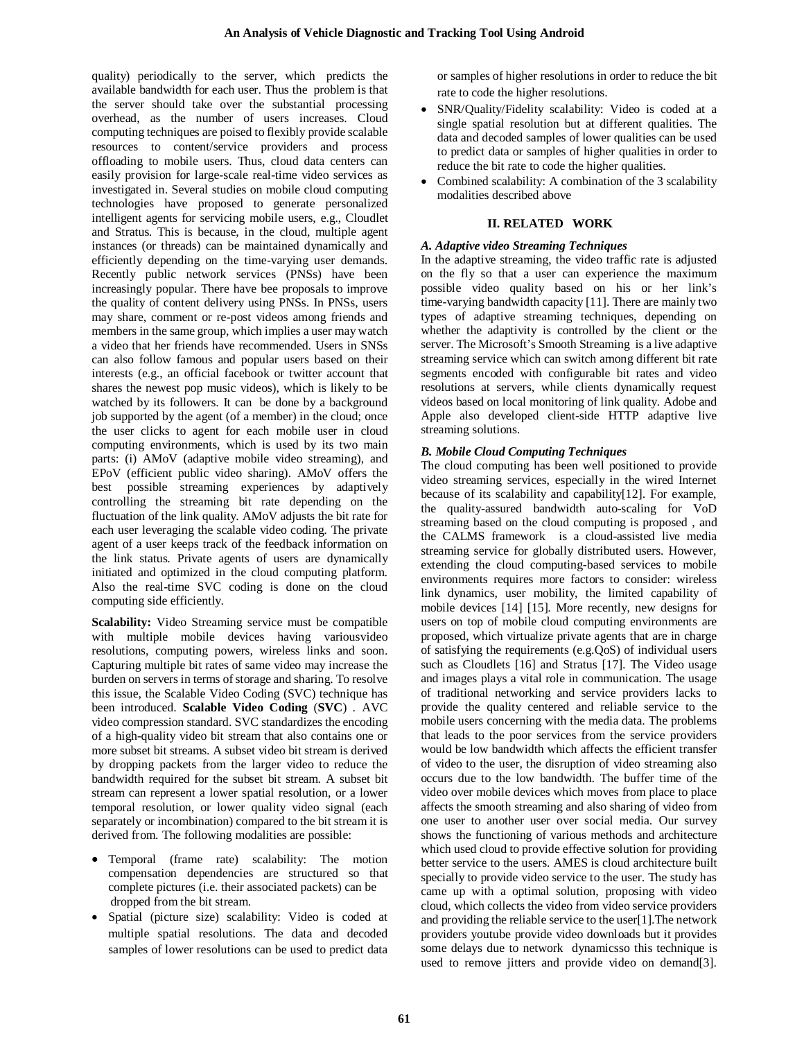quality) periodically to the server, which predicts the available bandwidth for each user. Thus the problem is that the server should take over the substantial processing overhead, as the number of users increases. Cloud computing techniques are poised to flexibly provide scalable resources to content/service providers and process offloading to mobile users. Thus, cloud data centers can easily provision for large-scale real-time video services as investigated in. Several studies on mobile cloud computing technologies have proposed to generate personalized intelligent agents for servicing mobile users, e.g., Cloudlet and Stratus. This is because, in the cloud, multiple agent instances (or threads) can be maintained dynamically and efficiently depending on the time-varying user demands. Recently public network services (PNSs) have been increasingly popular. There have bee proposals to improve the quality of content delivery using PNSs. In PNSs, users may share, comment or re-post videos among friends and members in the same group, which implies a user may watch a video that her friends have recommended. Users in SNSs can also follow famous and popular users based on their interests (e.g., an official facebook or twitter account that shares the newest pop music videos), which is likely to be watched by its followers. It can be done by a background job supported by the agent (of a member) in the cloud; once the user clicks to agent for each mobile user in cloud computing environments, which is used by its two main parts: (i) AMoV (adaptive mobile video streaming), and EPoV (efficient public video sharing). AMoV offers the best possible streaming experiences by adaptively controlling the streaming bit rate depending on the fluctuation of the link quality. AMoV adjusts the bit rate for each user leveraging the scalable video coding. The private agent of a user keeps track of the feedback information on the link status. Private agents of users are dynamically initiated and optimized in the cloud computing platform. Also the real-time SVC coding is done on the cloud computing side efficiently.

**Scalability:** Video Streaming service must be compatible with multiple mobile devices having variousvideo resolutions, computing powers, wireless links and soon. Capturing multiple bit rates of same video may increase the burden on servers in terms of storage and sharing. To resolve this issue, the Scalable Video Coding (SVC) technique has been introduced. **Scalable Video Coding** (**SVC**) . AVC video compression standard. SVC standardizes the encoding of a high-quality video bit stream that also contains one or more subset bit streams. A subset video bit stream is derived by dropping packets from the larger video to reduce the bandwidth required for the subset bit stream. A subset bit stream can represent a lower spatial resolution, or a lower temporal resolution, or lower quality video signal (each separately or incombination) compared to the bit stream it is derived from. The following modalities are possible:

- Temporal (frame rate) scalability: The motion compensation dependencies are structured so that complete pictures (i.e. their associated packets) can be dropped from the bit stream.
- Spatial (picture size) scalability: Video is coded at multiple spatial resolutions. The data and decoded samples of lower resolutions can be used to predict data or samples of higher resolutions in order to reduce the bit rate to code the higher resolutions.
- SNR/Quality/Fidelity scalability: Video is coded at a single spatial resolution but at different qualities. The data and decoded samples of lower qualities can be used to predict data or samples of higher qualities in order to reduce the bit rate to code the higher qualities.
- Combined scalability: A combination of the 3 scalability modalities described above

## II. RELATED WORK

### *A. Adaptive video Streaming Techniques*

In the adaptive streaming, the video traffic rate is adjusted on the fly so that a user can experience the maximum possible video quality based on his or her link's time-varying bandwidth capacity [11]. There are mainly two types of adaptive streaming techniques, depending on whether the adaptivity is controlled by the client or the server. The Microsoft's Smooth Streaming is a live adaptive streaming service which can switch among different bit rate segments encoded with configurable bit rates and video resolutions at servers, while clients dynamically request videos based on local monitoring of link quality. Adobe and Apple also developed client-side HTTP adaptive live streaming solutions.

### *B. Mobile Cloud Computing Techniques*

The cloud computing has been well positioned to provide video streaming services, especially in the wired Internet because of its scalability and capability[12]. For example, the quality-assured bandwidth auto-scaling for VoD streaming based on the cloud computing is proposed , and the CALMS framework is a cloud-assisted live media streaming service for globally distributed users. However, extending the cloud computing-based services to mobile environments requires more factors to consider: wireless link dynamics, user mobility, the limited capability of mobile devices [14] [15]. More recently, new designs for users on top of mobile cloud computing environments are proposed, which virtualize private agents that are in charge of satisfying the requirements (e.g.QoS) of individual users such as Cloudlets [16] and Stratus [17]. The Video usage and images plays a vital role in communication. The usage of traditional networking and service providers lacks to provide the quality centered and reliable service to the mobile users concerning with the media data. The problems that leads to the poor services from the service providers would be low bandwidth which affects the efficient transfer of video to the user, the disruption of video streaming also occurs due to the low bandwidth. The buffer time of the video over mobile devices which moves from place to place affects the smooth streaming and also sharing of video from one user to another user over social media. Our survey shows the functioning of various methods and architecture which used cloud to provide effective solution for providing better service to the users. AMES is cloud architecture built specially to provide video service to the user. The study has came up with a optimal solution, proposing with video cloud, which collects the video from video service providers and providing the reliable service to the user[1].The network providers youtube provide video downloads but it provides some delays due to network dynamicsso this technique is used to remove jitters and provide video on demand[3].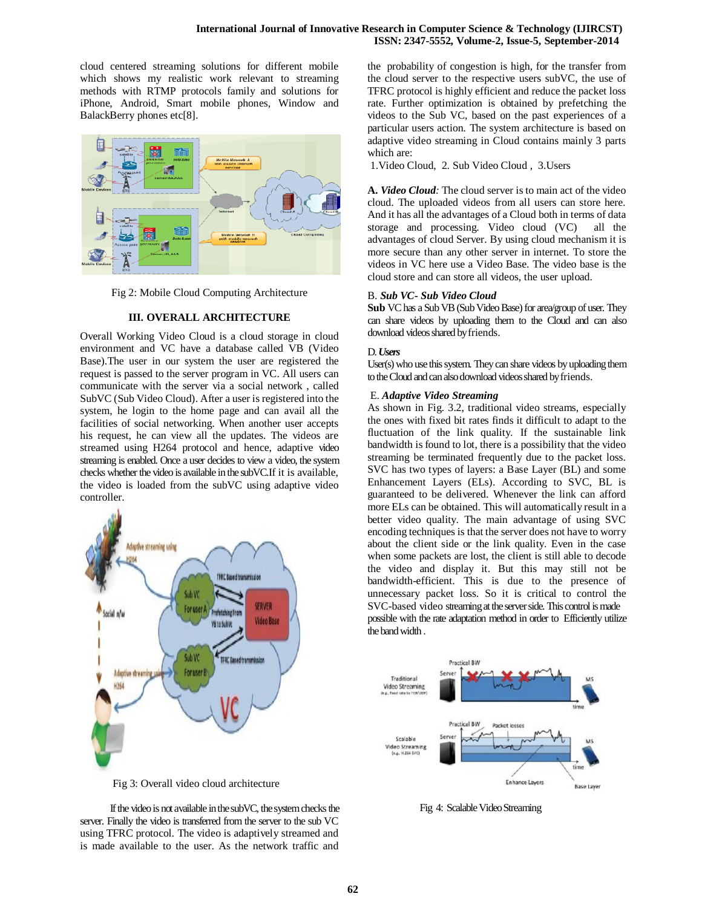cloud centered streaming solutions for different mobile which shows my realistic work relevant to streaming methods with RTMP protocols family and solutions for iPhone, Android, Smart mobile phones, Window and BalackBerry phones etc[8].

Fig 2: Mobile Cloud Computing Architecture

## III. OVERALL ARCHITECTURE

Overall Working Video Cloud is a cloud storage in cloud environment and VC have a database called VB (Video Base).The user in our system the user are registered the request is passed to the server program in VC. All users can communicate with the server via a social network , called SubVC (Sub Video Cloud). After a user is registered into the system, he login to the home page and can avail all the facilities of social networking. When another user accepts his request, he can view all the updates. The videos are streamed using H264 protocol and hence, adaptive video streaming is enabled. Once a user decides to view a video, the system checks whether the video is available in the subVC.If it is available, the video is loaded from the subVC using adaptive video controller.

Fig 3: Overall video cloud architecture

If the video is not available in the subVC, the system checks the server. Finally the video is transferred from the server to the sub VC using TFRC protocol. The video is adaptively streamed and is made available to the user. As the network traffic and the probability of congestion is high, for the transfer from the cloud server to the respective users subVC, the use of TFRC protocol is highly efficient and reduce the packet loss rate. Further optimization is obtained by prefetching the videos to the Sub VC, based on the past experiences of a particular users action. The system architecture is based on adaptive video streaming in Cloud contains mainly 3 parts which are:

1.Video Cloud, 2. Sub Video Cloud , 3.Users

**A. *Video Cloud*:** The cloud server is to main act of the video cloud. The uploaded videos from all users can store here. And it has all the advantages of a Cloud both in terms of data storage and processing. Video cloud (VC) all the advantages of cloud Server. By using cloud mechanism it is more secure than any other server in internet. To store the videos in VC here use a Video Base. The video base is the cloud store and can store all videos, the user upload.

B. ***Sub VC- Sub Video Cloud***

**Sub** VC has a Sub VB (Sub Video Base) for area/group of user. They can share videos by uploading them to the Cloud and can also download videos shared by friends.

D. ***Users***

User(s) who use this system. They can share videos by uploading them to the Cloud and can also download videos shared by friends.

E. ***Adaptive Video Streaming***

As shown in Fig. 3.2, traditional video streams, especially the ones with fixed bit rates finds it difficult to adapt to the fluctuation of the link quality. If the sustainable link bandwidth is found to lot, there is a possibility that the video streaming be terminated frequently due to the packet loss. SVC has two types of layers: a Base Layer (BL) and some Enhancement Layers (ELs). According to SVC, BL is guaranteed to be delivered. Whenever the link can afford more ELs can be obtained. This will automatically result in a better video quality. The main advantage of using SVC encoding techniques is that the server does not have to worry about the client side or the link quality. Even in the case when some packets are lost, the client is still able to decode the video and display it. But this may still not be bandwidth-efficient. This is due to the presence of unnecessary packet loss. So it is critical to control the SVC-based video streaming at the server side. This control is made possible with the rate adaptation method in order to Efficiently utilize the band width .

Fig 4: Scalable Video Streaming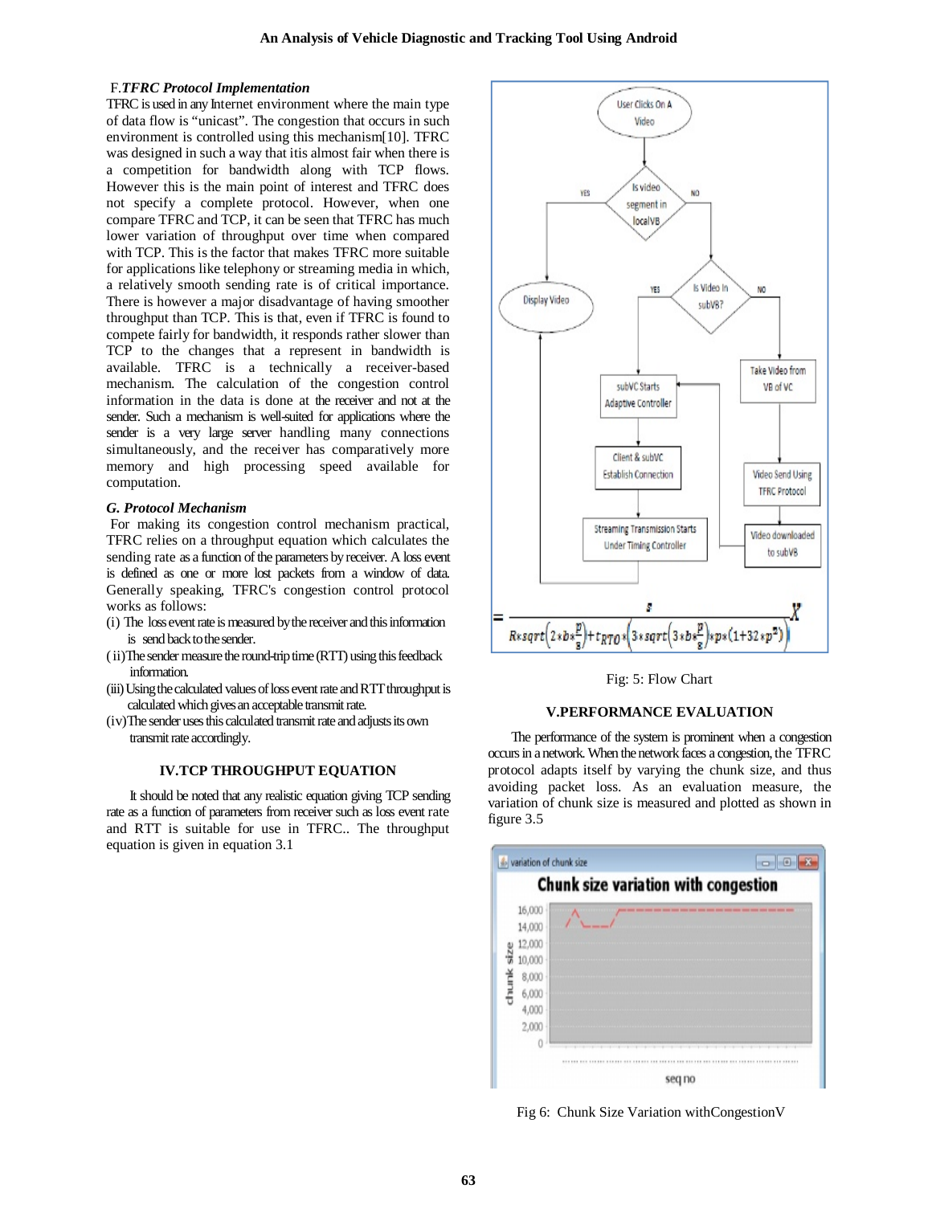### F. *TFRC Protocol Implementation*

TFRC is used in any Internet environment where the main type of data flow is "unicast". The congestion that occurs in such environment is controlled using this mechanism[10]. TFRC was designed in such a way that itis almost fair when there is a competition for bandwidth along with TCP flows. However this is the main point of interest and TFRC does not specify a complete protocol. However, when one compare TFRC and TCP, it can be seen that TFRC has much lower variation of throughput over time when compared with TCP. This is the factor that makes TFRC more suitable for applications like telephony or streaming media in which, a relatively smooth sending rate is of critical importance. There is however a major disadvantage of having smoother throughput than TCP. This is that, even if TFRC is found to compete fairly for bandwidth, it responds rather slower than TCP to the changes that a represent in bandwidth is available. TFRC is a technically a receiver-based mechanism. The calculation of the congestion control information in the data is done at the receiver and not at the sender. Such a mechanism is well-suited for applications where the sender is a very large server handling many connections simultaneously, and the receiver has comparatively more memory and high processing speed available for computation.

### G. *Protocol Mechanism*

For making its congestion control mechanism practical, TFRC relies on a throughput equation which calculates the sending rate as a function of the parameters by receiver. A loss event is defined as one or more lost packets from a window of data. Generally speaking, TFRC's congestion control protocol works as follows:

(i) The loss event rate is measured by the receiver and this information is send back to the sender.

(ii) The sender measure the round-trip time (RTT) using this feedback information.

(iii) Using the calculated values of loss event rate and RTT throughput is calculated which gives an acceptable transmit rate.

(iv) The sender uses this calculated transmit rate and adjusts its own transmit rate accordingly.

## IV. TCP THROUGHPUT EQUATION

It should be noted that any realistic equation giving TCP sending rate as a function of parameters from receiver such as loss event rate and RTT is suitable for use in TFRC.. The throughput equation is given in equation 3.1

$$X = \frac{s}{R*sqrt\left(2*b*\frac{p}{3}\right)+t_{RTO}*\left(3*sqrt\left(3*b*\frac{p}{8}\right)*p*(1+32*p^2)\right)}$$

Fig: 5: Flow Chart

## V. PERFORMANCE EVALUATION

The performance of the system is prominent when a congestion occurs in a network. When the network faces a congestion, the TFRC protocol adapts itself by varying the chunk size, and thus avoiding packet loss. As an evaluation measure, the variation of chunk size is measured and plotted as shown in figure 3.5

Fig 6: Chunk Size Variation withCongestionV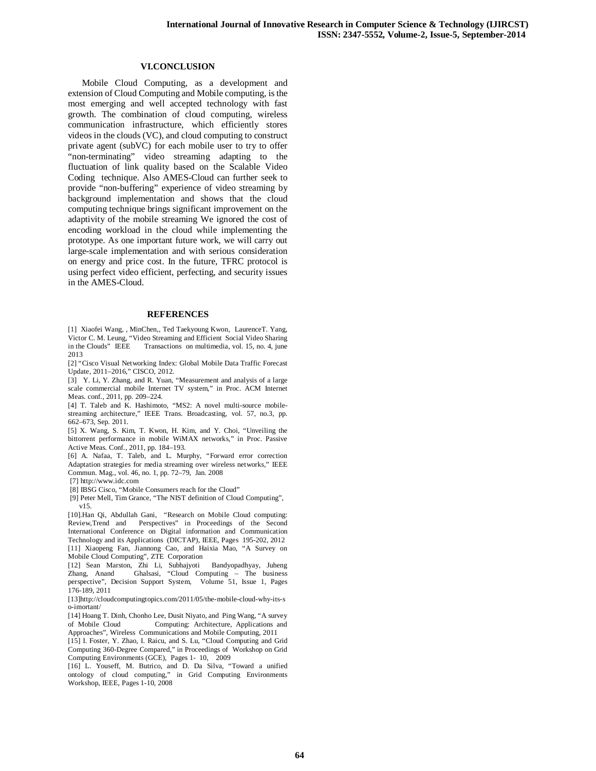## VI.CONCLUSION

Mobile Cloud Computing, as a development and extension of Cloud Computing and Mobile computing, is the most emerging and well accepted technology with fast growth. The combination of cloud computing, wireless communication infrastructure, which efficiently stores videos in the clouds (VC), and cloud computing to construct private agent (subVC) for each mobile user to try to offer "non-terminating" video streaming adapting to the fluctuation of link quality based on the Scalable Video Coding technique. Also AMES-Cloud can further seek to provide "non-buffering" experience of video streaming by background implementation and shows that the cloud computing technique brings significant improvement on the adaptivity of the mobile streaming We ignored the cost of encoding workload in the cloud while implementing the prototype. As one important future work, we will carry out large-scale implementation and with serious consideration on energy and price cost. In the future, TFRC protocol is using perfect video efficient, perfecting, and security issues in the AMES-Cloud.

## REFERENCES

[1] Xiaofei Wang, , MinChen,, Ted Taekyoung Kwon, LaurenceT. Yang, Victor C. M. Leung, "Video Streaming and Efficient Social Video Sharing in the Clouds" IEEE Transactions on multimedia, vol. 15, no. 4, june 2013

[2] "Cisco Visual Networking Index: Global Mobile Data Traffic Forecast Update, 2011–2016," CISCO, 2012.

[3] Y. Li, Y. Zhang, and R. Yuan, "Measurement and analysis of a large scale commercial mobile Internet TV system," in Proc. ACM Internet Meas. conf., 2011, pp. 209–224.

[4] T. Taleb and K. Hashimoto, "MS2: A novel multi-source mobile-streaming architecture," IEEE Trans. Broadcasting, vol. 57, no.3, pp. 662–673, Sep. 2011.

[5] X. Wang, S. Kim, T. Kwon, H. Kim, and Y. Choi, "Unveiling the bittorrent performance in mobile WiMAX networks," in Proc. Passive Active Meas. Conf., 2011, pp. 184–193.

[6] A. Nafaa, T. Taleb, and L. Murphy, "Forward error correction Adaptation strategies for media streaming over wireless networks," IEEE Commun. Mag., vol. 46, no. 1, pp. 72–79, Jan. 2008

[7] http://www.idc.com

[8] IBSG Cisco, "Mobile Consumers reach for the Cloud"

[9] Peter Mell, Tim Grance, "The NIST definition of Cloud Computing", v15.

[10].Han Qi, Abdullah Gani, "Research on Mobile Cloud computing: Review,Trend and Perspectives" in Proceedings of the Second International Conference on Digital information and Communication Technology and its Applications (DICTAP), IEEE, Pages 195-202, 2012

[11] Xiaopeng Fan, Jiannong Cao, and Haixia Mao, "A Survey on Mobile Cloud Computing", ZTE Corporation

[12] Sean Marston, Zhi Li, Subhajyoti Bandyopadhyay, Juheng Zhang, Anand Ghalsasi, "Cloud Computing – The business perspective", Decision Support System, Volume 51, Issue 1, Pages 176-189, 2011

[13]http://cloudcomputingtopics.com/2011/05/the-mobile-cloud-why-its-so-imortant/

[14] Hoang T. Dinh, Chonho Lee, Dusit Niyato, and Ping Wang, "A survey of Mobile Cloud Computing: Architecture, Applications and Approaches", Wireless Communications and Mobile Computing, 2011

[15] I. Foster, Y. Zhao, I. Raicu, and S. Lu, "Cloud Computing and Grid Computing 360-Degree Compared," in Proceedings of Workshop on Grid Computing Environments (GCE), Pages 1- 10, 2009

[16] L. Youseff, M. Butrico, and D. Da Silva, "Toward a unified ontology of cloud computing," in Grid Computing Environments Workshop, IEEE, Pages 1-10, 2008